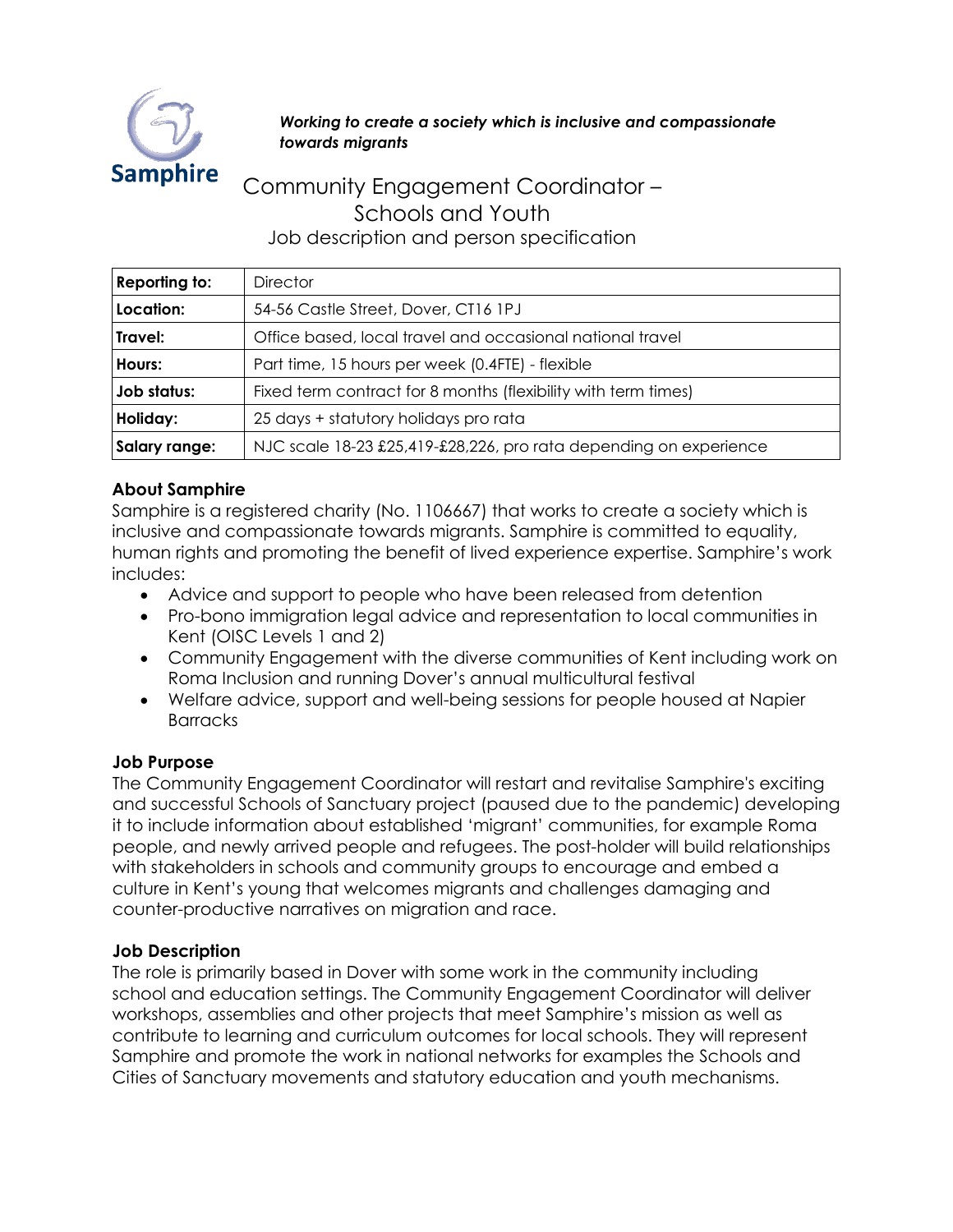Samphire

***Working to create a society which is inclusive and compassionate towards migrants***

# Community Engagement Coordinator – Schools and Youth

## Job description and person specification

| **Reporting to:** | Director |
|---|---|
| **Location:** | 54-56 Castle Street, Dover, CT16 1PJ |
| **Travel:** | Office based, local travel and occasional national travel |
| **Hours:** | Part time, 15 hours per week (0.4FTE) - flexible |
| **Job status:** | Fixed term contract for 8 months (flexibility with term times) |
| **Holiday:** | 25 days + statutory holidays pro rata |
| **Salary range:** | NJC scale 18-23 £25,419-£28,226, pro rata depending on experience |

### About Samphire

Samphire is a registered charity (No. 1106667) that works to create a society which is inclusive and compassionate towards migrants. Samphire is committed to equality, human rights and promoting the benefit of lived experience expertise. Samphire's work includes:

- Advice and support to people who have been released from detention
- Pro-bono immigration legal advice and representation to local communities in Kent (OISC Levels 1 and 2)
- Community Engagement with the diverse communities of Kent including work on Roma Inclusion and running Dover's annual multicultural festival
- Welfare advice, support and well-being sessions for people housed at Napier Barracks

### Job Purpose

The Community Engagement Coordinator will restart and revitalise Samphire's exciting and successful Schools of Sanctuary project (paused due to the pandemic) developing it to include information about established 'migrant' communities, for example Roma people, and newly arrived people and refugees. The post-holder will build relationships with stakeholders in schools and community groups to encourage and embed a culture in Kent's young that welcomes migrants and challenges damaging and counter-productive narratives on migration and race.

### Job Description

The role is primarily based in Dover with some work in the community including school and education settings. The Community Engagement Coordinator will deliver workshops, assemblies and other projects that meet Samphire's mission as well as contribute to learning and curriculum outcomes for local schools. They will represent Samphire and promote the work in national networks for examples the Schools and Cities of Sanctuary movements and statutory education and youth mechanisms.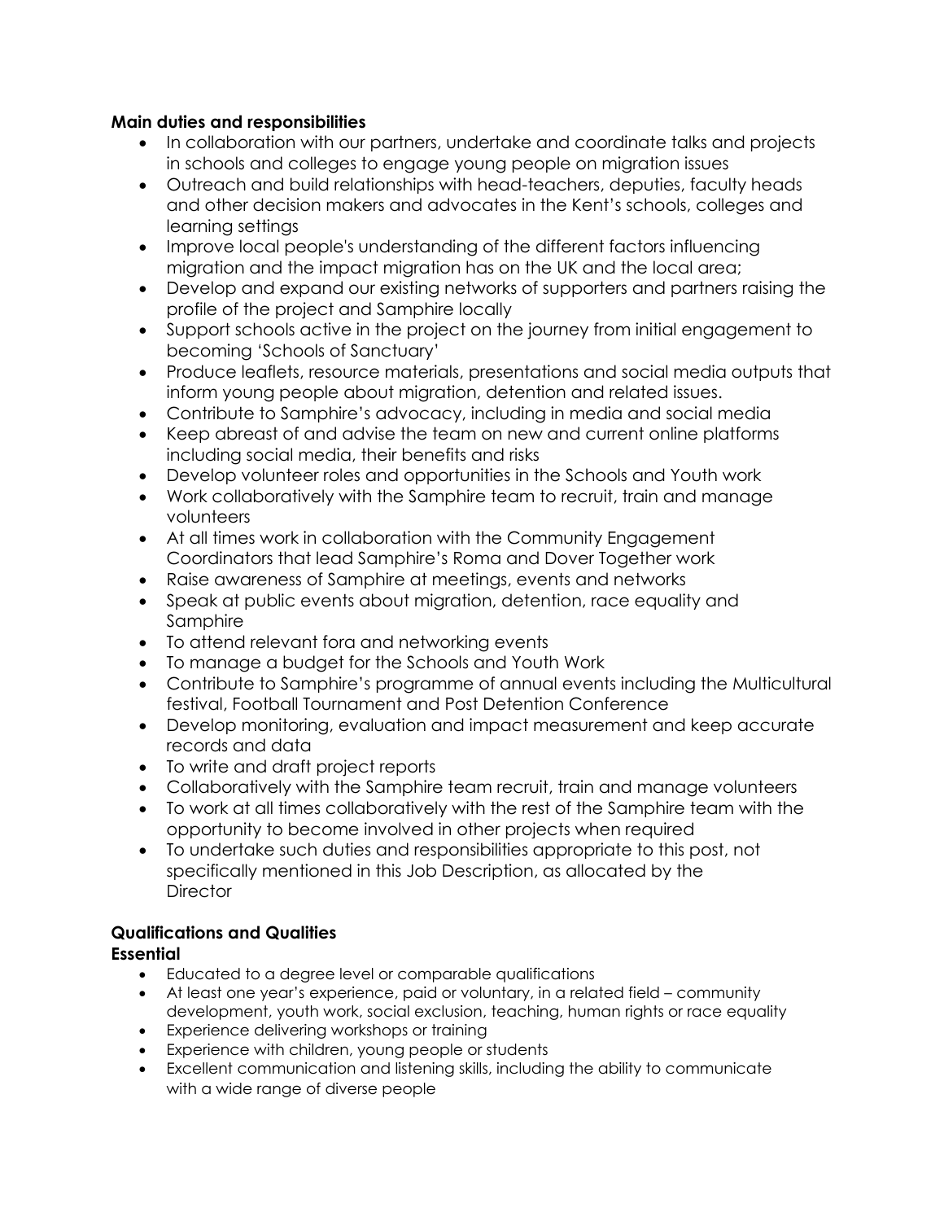**Main duties and responsibilities**

- In collaboration with our partners, undertake and coordinate talks and projects in schools and colleges to engage young people on migration issues
- Outreach and build relationships with head-teachers, deputies, faculty heads and other decision makers and advocates in the Kent's schools, colleges and learning settings
- Improve local people's understanding of the different factors influencing migration and the impact migration has on the UK and the local area;
- Develop and expand our existing networks of supporters and partners raising the profile of the project and Samphire locally
- Support schools active in the project on the journey from initial engagement to becoming 'Schools of Sanctuary'
- Produce leaflets, resource materials, presentations and social media outputs that inform young people about migration, detention and related issues.
- Contribute to Samphire's advocacy, including in media and social media
- Keep abreast of and advise the team on new and current online platforms including social media, their benefits and risks
- Develop volunteer roles and opportunities in the Schools and Youth work
- Work collaboratively with the Samphire team to recruit, train and manage volunteers
- At all times work in collaboration with the Community Engagement Coordinators that lead Samphire's Roma and Dover Together work
- Raise awareness of Samphire at meetings, events and networks
- Speak at public events about migration, detention, race equality and Samphire
- To attend relevant fora and networking events
- To manage a budget for the Schools and Youth Work
- Contribute to Samphire's programme of annual events including the Multicultural festival, Football Tournament and Post Detention Conference
- Develop monitoring, evaluation and impact measurement and keep accurate records and data
- To write and draft project reports
- Collaboratively with the Samphire team recruit, train and manage volunteers
- To work at all times collaboratively with the rest of the Samphire team with the opportunity to become involved in other projects when required
- To undertake such duties and responsibilities appropriate to this post, not specifically mentioned in this Job Description, as allocated by the Director

**Qualifications and Qualities**

**Essential**

- Educated to a degree level or comparable qualifications
- At least one year's experience, paid or voluntary, in a related field – community development, youth work, social exclusion, teaching, human rights or race equality
- Experience delivering workshops or training
- Experience with children, young people or students
- Excellent communication and listening skills, including the ability to communicate with a wide range of diverse people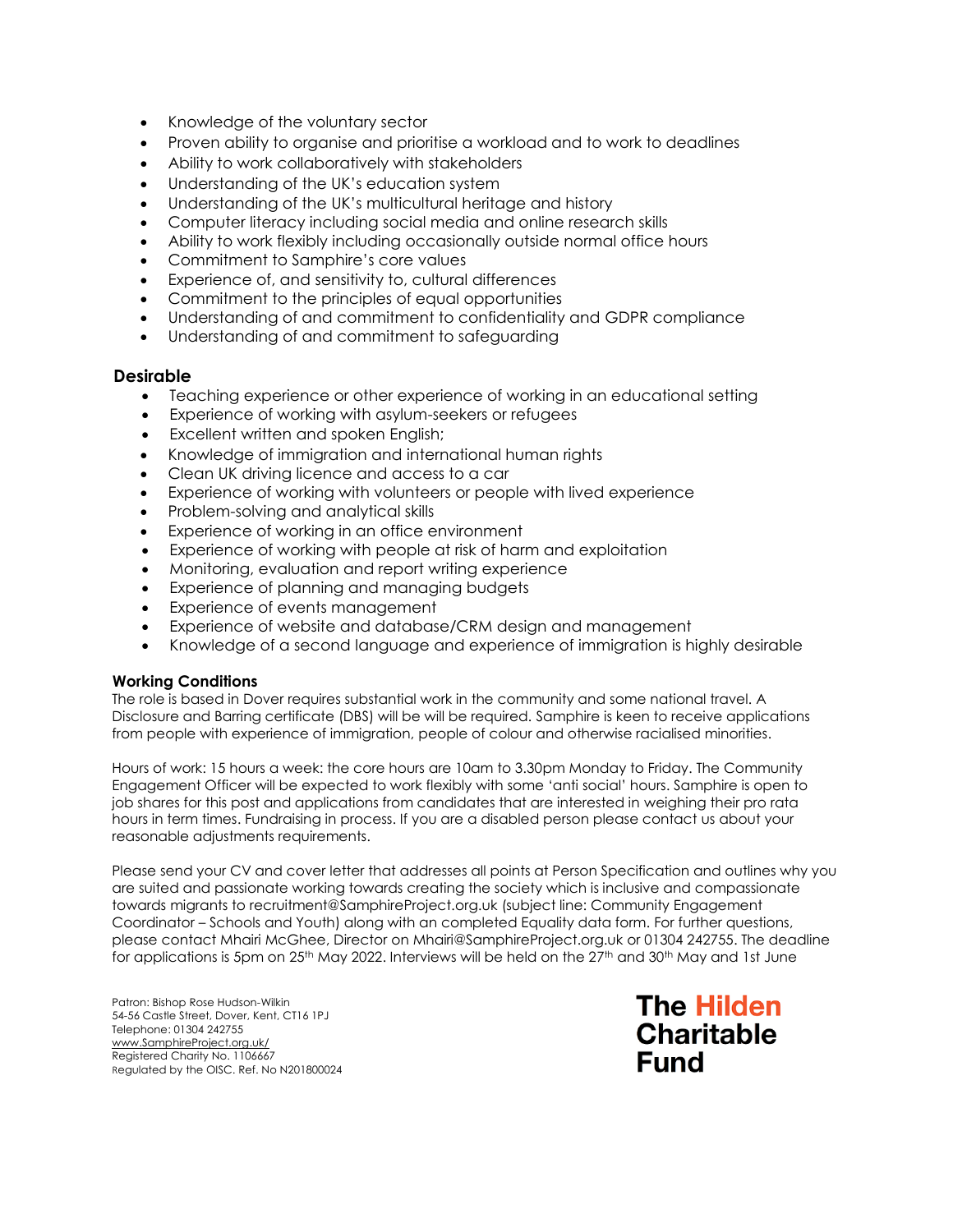- Knowledge of the voluntary sector
- Proven ability to organise and prioritise a workload and to work to deadlines
- Ability to work collaboratively with stakeholders
- Understanding of the UK's education system
- Understanding of the UK's multicultural heritage and history
- Computer literacy including social media and online research skills
- Ability to work flexibly including occasionally outside normal office hours
- Commitment to Samphire's core values
- Experience of, and sensitivity to, cultural differences
- Commitment to the principles of equal opportunities
- Understanding of and commitment to confidentiality and GDPR compliance
- Understanding of and commitment to safeguarding

### Desirable

- Teaching experience or other experience of working in an educational setting
- Experience of working with asylum-seekers or refugees
- Excellent written and spoken English;
- Knowledge of immigration and international human rights
- Clean UK driving licence and access to a car
- Experience of working with volunteers or people with lived experience
- Problem-solving and analytical skills
- Experience of working in an office environment
- Experience of working with people at risk of harm and exploitation
- Monitoring, evaluation and report writing experience
- Experience of planning and managing budgets
- Experience of events management
- Experience of website and database/CRM design and management
- Knowledge of a second language and experience of immigration is highly desirable

### Working Conditions

The role is based in Dover requires substantial work in the community and some national travel. A Disclosure and Barring certificate (DBS) will be will be required. Samphire is keen to receive applications from people with experience of immigration, people of colour and otherwise racialised minorities.

Hours of work: 15 hours a week: the core hours are 10am to 3.30pm Monday to Friday. The Community Engagement Officer will be expected to work flexibly with some 'anti social' hours. Samphire is open to job shares for this post and applications from candidates that are interested in weighing their pro rata hours in term times. Fundraising in process. If you are a disabled person please contact us about your reasonable adjustments requirements.

Please send your CV and cover letter that addresses all points at Person Specification and outlines why you are suited and passionate working towards creating the society which is inclusive and compassionate towards migrants to recruitment@SamphireProject.org.uk (subject line: Community Engagement Coordinator – Schools and Youth) along with an completed Equality data form. For further questions, please contact Mhairi McGhee, Director on Mhairi@SamphireProject.org.uk or 01304 242755. The deadline for applications is 5pm on 25th May 2022. Interviews will be held on the 27th and 30th May and 1st June

Patron: Bishop Rose Hudson-Wilkin
54-56 Castle Street, Dover, Kent, CT16 1PJ
Telephone: 01304 242755
www.SamphireProject.org.uk/
Registered Charity No. 1106667
Regulated by the OISC. Ref. No N201800024

**The Hilden Charitable Fund**